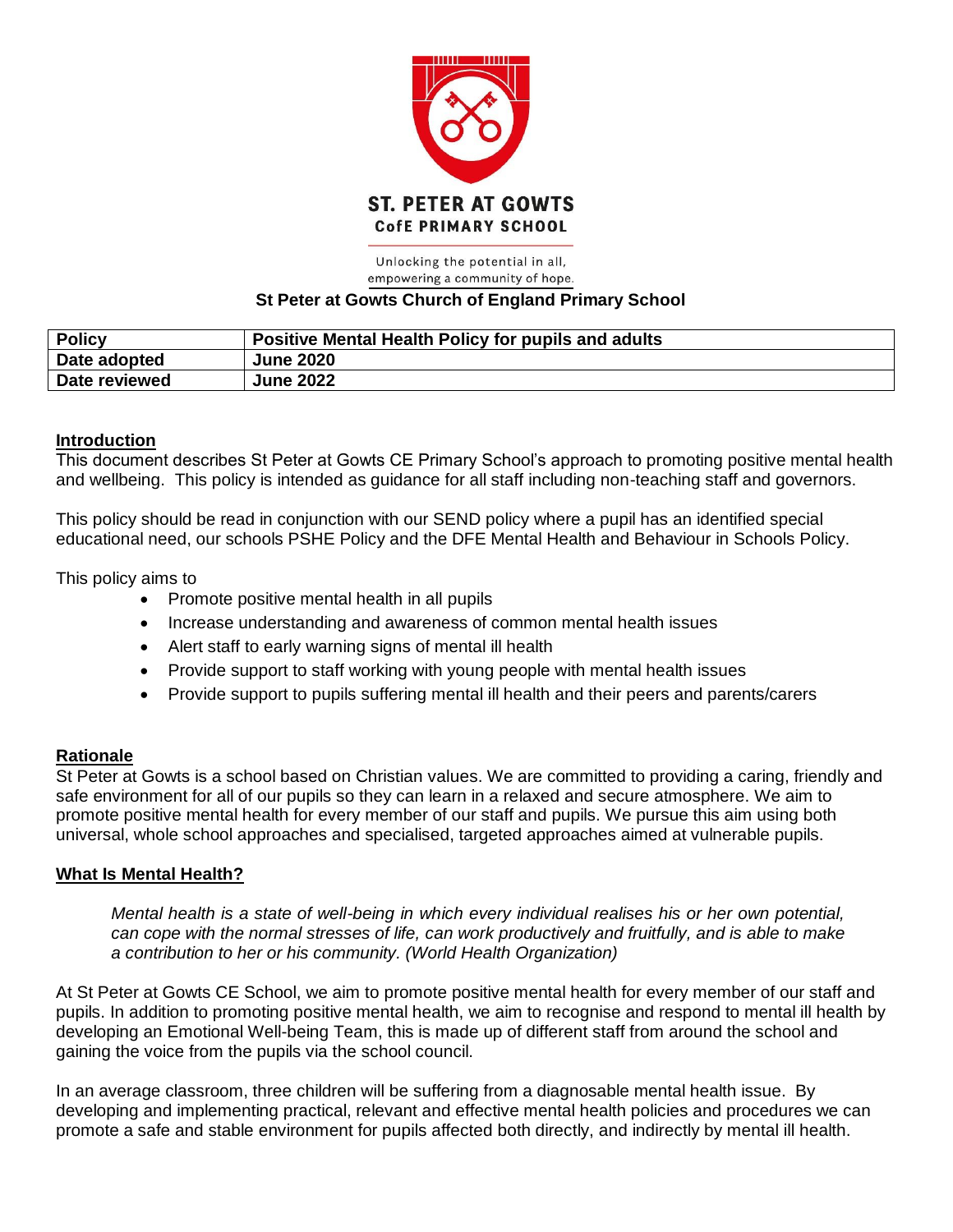**ST. PETER AT GOWTS**
**CofE PRIMARY SCHOOL**

Unlocking the potential in all,
empowering a community of hope.

**St Peter at Gowts Church of England Primary School**

| **Policy** | **Positive Mental Health Policy for pupils and adults** |
|---|---|
| **Date adopted** | **June 2020** |
| **Date reviewed** | **June 2022** |

## Introduction

This document describes St Peter at Gowts CE Primary School's approach to promoting positive mental health and wellbeing. This policy is intended as guidance for all staff including non-teaching staff and governors.

This policy should be read in conjunction with our SEND policy where a pupil has an identified special educational need, our schools PSHE Policy and the DFE Mental Health and Behaviour in Schools Policy.

This policy aims to

- Promote positive mental health in all pupils
- Increase understanding and awareness of common mental health issues
- Alert staff to early warning signs of mental ill health
- Provide support to staff working with young people with mental health issues
- Provide support to pupils suffering mental ill health and their peers and parents/carers

## Rationale

St Peter at Gowts is a school based on Christian values. We are committed to providing a caring, friendly and safe environment for all of our pupils so they can learn in a relaxed and secure atmosphere. We aim to promote positive mental health for every member of our staff and pupils. We pursue this aim using both universal, whole school approaches and specialised, targeted approaches aimed at vulnerable pupils.

## What Is Mental Health?

> *Mental health is a state of well-being in which every individual realises his or her own potential, can cope with the normal stresses of life, can work productively and fruitfully, and is able to make a contribution to her or his community. (World Health Organization)*

At St Peter at Gowts CE School, we aim to promote positive mental health for every member of our staff and pupils. In addition to promoting positive mental health, we aim to recognise and respond to mental ill health by developing an Emotional Well-being Team, this is made up of different staff from around the school and gaining the voice from the pupils via the school council.

In an average classroom, three children will be suffering from a diagnosable mental health issue. By developing and implementing practical, relevant and effective mental health policies and procedures we can promote a safe and stable environment for pupils affected both directly, and indirectly by mental ill health.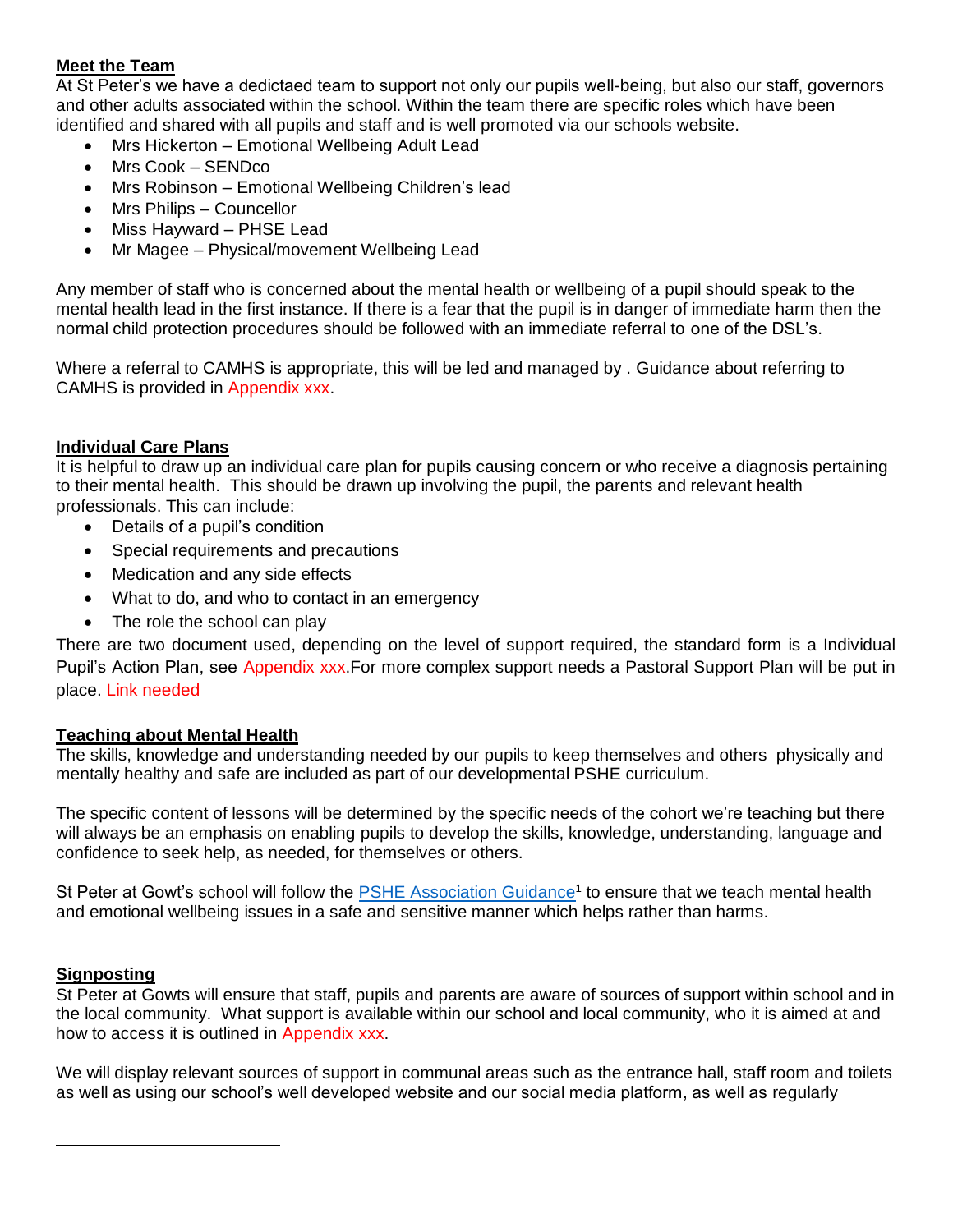## Meet the Team

At St Peter's we have a dedictaed team to support not only our pupils well-being, but also our staff, governors and other adults associated within the school. Within the team there are specific roles which have been identified and shared with all pupils and staff and is well promoted via our schools website.

- Mrs Hickerton – Emotional Wellbeing Adult Lead
- Mrs Cook – SENDco
- Mrs Robinson – Emotional Wellbeing Children's lead
- Mrs Philips – Councellor
- Miss Hayward – PHSE Lead
- Mr Magee – Physical/movement Wellbeing Lead

Any member of staff who is concerned about the mental health or wellbeing of a pupil should speak to the mental health lead in the first instance. If there is a fear that the pupil is in danger of immediate harm then the normal child protection procedures should be followed with an immediate referral to one of the DSL's.

Where a referral to CAMHS is appropriate, this will be led and managed by . Guidance about referring to CAMHS is provided in Appendix xxx.

## Individual Care Plans

It is helpful to draw up an individual care plan for pupils causing concern or who receive a diagnosis pertaining to their mental health. This should be drawn up involving the pupil, the parents and relevant health professionals. This can include:

- Details of a pupil's condition
- Special requirements and precautions
- Medication and any side effects
- What to do, and who to contact in an emergency
- The role the school can play

There are two document used, depending on the level of support required, the standard form is a Individual Pupil's Action Plan, see Appendix xxx.For more complex support needs a Pastoral Support Plan will be put in place. Link needed

## Teaching about Mental Health

The skills, knowledge and understanding needed by our pupils to keep themselves and others physically and mentally healthy and safe are included as part of our developmental PSHE curriculum.

The specific content of lessons will be determined by the specific needs of the cohort we're teaching but there will always be an emphasis on enabling pupils to develop the skills, knowledge, understanding, language and confidence to seek help, as needed, for themselves or others.

St Peter at Gowt's school will follow the PSHE Association Guidance[1] to ensure that we teach mental health and emotional wellbeing issues in a safe and sensitive manner which helps rather than harms.

## Signposting

St Peter at Gowts will ensure that staff, pupils and parents are aware of sources of support within school and in the local community. What support is available within our school and local community, who it is aimed at and how to access it is outlined in Appendix xxx.

We will display relevant sources of support in communal areas such as the entrance hall, staff room and toilets as well as using our school's well developed website and our social media platform, as well as regularly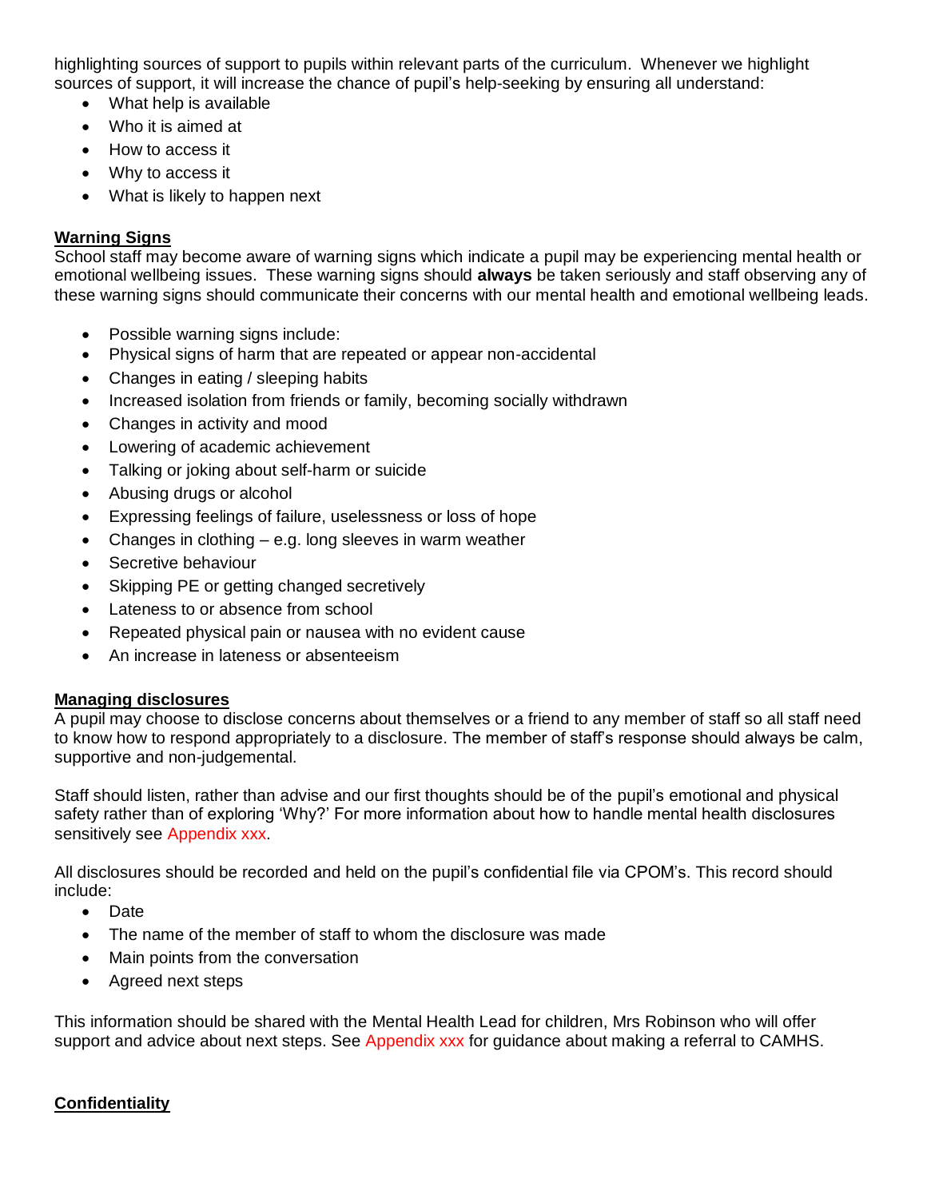highlighting sources of support to pupils within relevant parts of the curriculum. Whenever we highlight sources of support, it will increase the chance of pupil's help-seeking by ensuring all understand:

- What help is available
- Who it is aimed at
- How to access it
- Why to access it
- What is likely to happen next

## Warning Signs

School staff may become aware of warning signs which indicate a pupil may be experiencing mental health or emotional wellbeing issues. These warning signs should **always** be taken seriously and staff observing any of these warning signs should communicate their concerns with our mental health and emotional wellbeing leads.

- Possible warning signs include:
- Physical signs of harm that are repeated or appear non-accidental
- Changes in eating / sleeping habits
- Increased isolation from friends or family, becoming socially withdrawn
- Changes in activity and mood
- Lowering of academic achievement
- Talking or joking about self-harm or suicide
- Abusing drugs or alcohol
- Expressing feelings of failure, uselessness or loss of hope
- Changes in clothing – e.g. long sleeves in warm weather
- Secretive behaviour
- Skipping PE or getting changed secretively
- Lateness to or absence from school
- Repeated physical pain or nausea with no evident cause
- An increase in lateness or absenteeism

## Managing disclosures

A pupil may choose to disclose concerns about themselves or a friend to any member of staff so all staff need to know how to respond appropriately to a disclosure. The member of staff's response should always be calm, supportive and non-judgemental.

Staff should listen, rather than advise and our first thoughts should be of the pupil's emotional and physical safety rather than of exploring 'Why?' For more information about how to handle mental health disclosures sensitively see Appendix xxx.

All disclosures should be recorded and held on the pupil's confidential file via CPOM's. This record should include:

- Date
- The name of the member of staff to whom the disclosure was made
- Main points from the conversation
- Agreed next steps

This information should be shared with the Mental Health Lead for children, Mrs Robinson who will offer support and advice about next steps. See Appendix xxx for guidance about making a referral to CAMHS.

## Confidentiality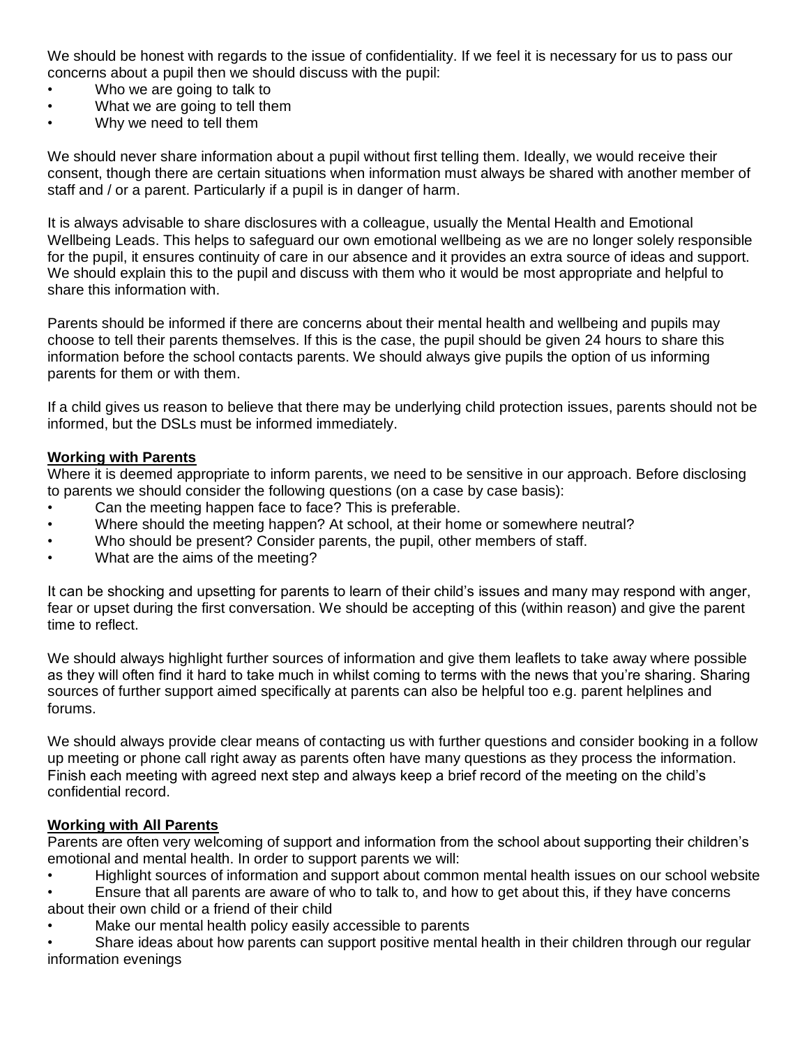We should be honest with regards to the issue of confidentiality. If we feel it is necessary for us to pass our concerns about a pupil then we should discuss with the pupil:

- Who we are going to talk to
- What we are going to tell them
- Why we need to tell them

We should never share information about a pupil without first telling them. Ideally, we would receive their consent, though there are certain situations when information must always be shared with another member of staff and / or a parent. Particularly if a pupil is in danger of harm.

It is always advisable to share disclosures with a colleague, usually the Mental Health and Emotional Wellbeing Leads. This helps to safeguard our own emotional wellbeing as we are no longer solely responsible for the pupil, it ensures continuity of care in our absence and it provides an extra source of ideas and support. We should explain this to the pupil and discuss with them who it would be most appropriate and helpful to share this information with.

Parents should be informed if there are concerns about their mental health and wellbeing and pupils may choose to tell their parents themselves. If this is the case, the pupil should be given 24 hours to share this information before the school contacts parents. We should always give pupils the option of us informing parents for them or with them.

If a child gives us reason to believe that there may be underlying child protection issues, parents should not be informed, but the DSLs must be informed immediately.

**Working with Parents**

Where it is deemed appropriate to inform parents, we need to be sensitive in our approach. Before disclosing to parents we should consider the following questions (on a case by case basis):

- Can the meeting happen face to face? This is preferable.
- Where should the meeting happen? At school, at their home or somewhere neutral?
- Who should be present? Consider parents, the pupil, other members of staff.
- What are the aims of the meeting?

It can be shocking and upsetting for parents to learn of their child's issues and many may respond with anger, fear or upset during the first conversation. We should be accepting of this (within reason) and give the parent time to reflect.

We should always highlight further sources of information and give them leaflets to take away where possible as they will often find it hard to take much in whilst coming to terms with the news that you're sharing. Sharing sources of further support aimed specifically at parents can also be helpful too e.g. parent helplines and forums.

We should always provide clear means of contacting us with further questions and consider booking in a follow up meeting or phone call right away as parents often have many questions as they process the information. Finish each meeting with agreed next step and always keep a brief record of the meeting on the child's confidential record.

**Working with All Parents**

Parents are often very welcoming of support and information from the school about supporting their children's emotional and mental health. In order to support parents we will:

- Highlight sources of information and support about common mental health issues on our school website
- Ensure that all parents are aware of who to talk to, and how to get about this, if they have concerns about their own child or a friend of their child
- Make our mental health policy easily accessible to parents
- Share ideas about how parents can support positive mental health in their children through our regular information evenings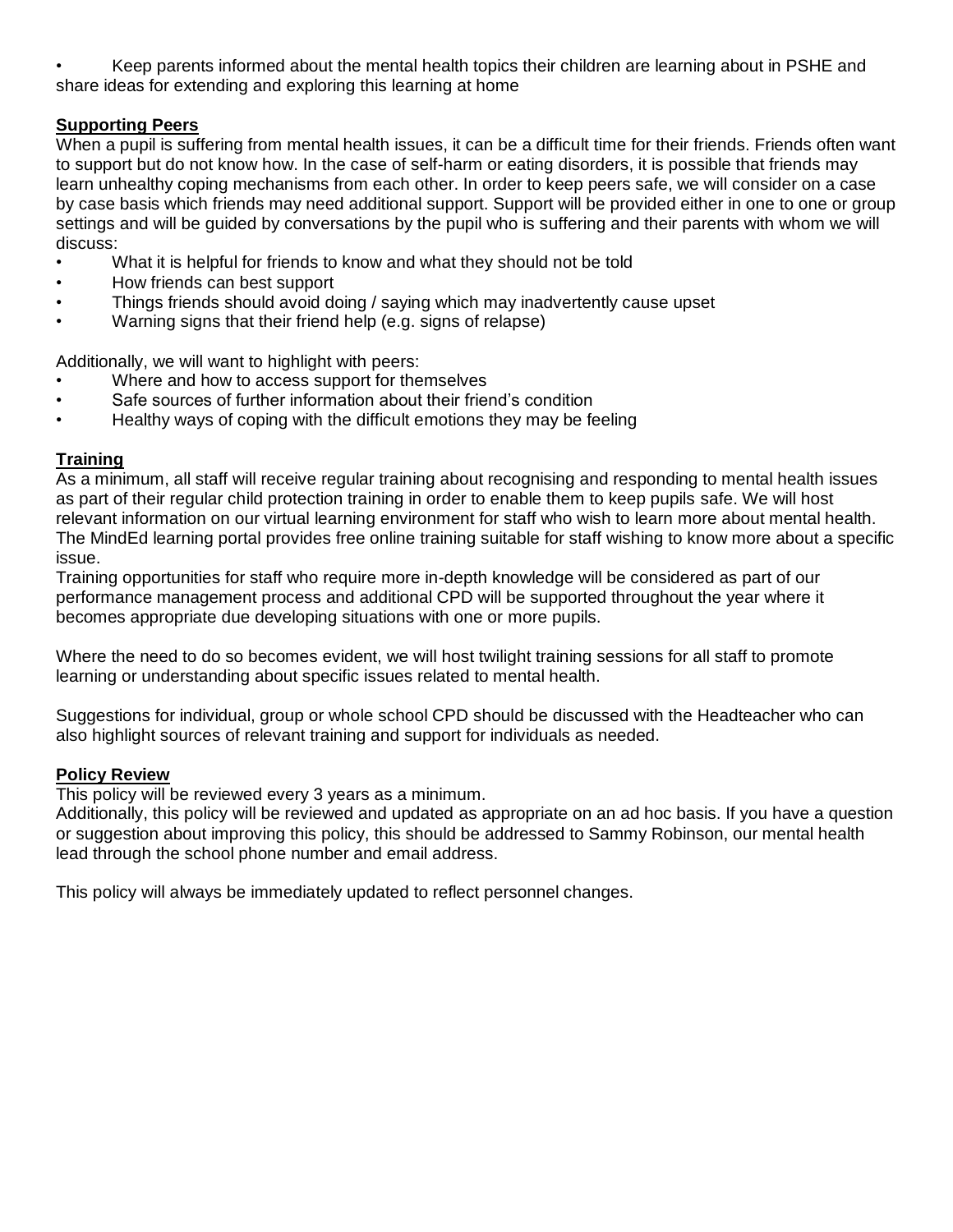- Keep parents informed about the mental health topics their children are learning about in PSHE and share ideas for extending and exploring this learning at home

## Supporting Peers

When a pupil is suffering from mental health issues, it can be a difficult time for their friends. Friends often want to support but do not know how. In the case of self-harm or eating disorders, it is possible that friends may learn unhealthy coping mechanisms from each other. In order to keep peers safe, we will consider on a case by case basis which friends may need additional support. Support will be provided either in one to one or group settings and will be guided by conversations by the pupil who is suffering and their parents with whom we will discuss:

- What it is helpful for friends to know and what they should not be told
- How friends can best support
- Things friends should avoid doing / saying which may inadvertently cause upset
- Warning signs that their friend help (e.g. signs of relapse)

Additionally, we will want to highlight with peers:

- Where and how to access support for themselves
- Safe sources of further information about their friend's condition
- Healthy ways of coping with the difficult emotions they may be feeling

## Training

As a minimum, all staff will receive regular training about recognising and responding to mental health issues as part of their regular child protection training in order to enable them to keep pupils safe. We will host relevant information on our virtual learning environment for staff who wish to learn more about mental health. The MindEd learning portal provides free online training suitable for staff wishing to know more about a specific issue.

Training opportunities for staff who require more in-depth knowledge will be considered as part of our performance management process and additional CPD will be supported throughout the year where it becomes appropriate due developing situations with one or more pupils.

Where the need to do so becomes evident, we will host twilight training sessions for all staff to promote learning or understanding about specific issues related to mental health.

Suggestions for individual, group or whole school CPD should be discussed with the Headteacher who can also highlight sources of relevant training and support for individuals as needed.

## Policy Review

This policy will be reviewed every 3 years as a minimum.

Additionally, this policy will be reviewed and updated as appropriate on an ad hoc basis. If you have a question or suggestion about improving this policy, this should be addressed to Sammy Robinson, our mental health lead through the school phone number and email address.

This policy will always be immediately updated to reflect personnel changes.